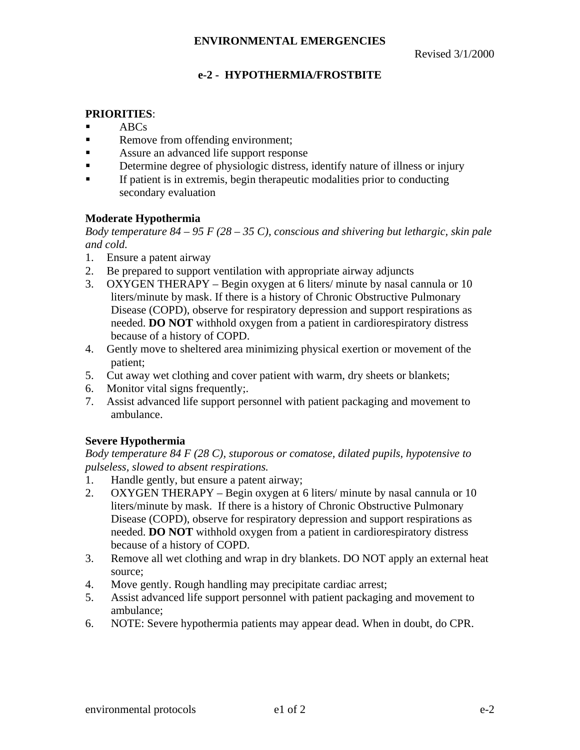# ENVIRONMENTAL EMERGENCIES

Revised 3/1/2000

## e-2 - HYPOTHERMIA/FROSTBITE

**PRIORITIES**:

- ABCs
- Remove from offending environment;
- Assure an advanced life support response
- Determine degree of physiologic distress, identify nature of illness or injury
- If patient is in extremis, begin therapeutic modalities prior to conducting secondary evaluation

### Moderate Hypothermia

*Body temperature 84 – 95 F (28 – 35 C), conscious and shivering but lethargic, skin pale and cold.*

1. Ensure a patent airway
2. Be prepared to support ventilation with appropriate airway adjuncts
3. OXYGEN THERAPY – Begin oxygen at 6 liters/ minute by nasal cannula or 10 liters/minute by mask. If there is a history of Chronic Obstructive Pulmonary Disease (COPD), observe for respiratory depression and support respirations as needed. **DO NOT** withhold oxygen from a patient in cardiorespiratory distress because of a history of COPD.
4. Gently move to sheltered area minimizing physical exertion or movement of the patient;
5. Cut away wet clothing and cover patient with warm, dry sheets or blankets;
6. Monitor vital signs frequently;.
7. Assist advanced life support personnel with patient packaging and movement to ambulance.

### Severe Hypothermia

*Body temperature 84 F (28 C), stuporous or comatose, dilated pupils, hypotensive to pulseless, slowed to absent respirations.*

1. Handle gently, but ensure a patent airway;
2. OXYGEN THERAPY – Begin oxygen at 6 liters/ minute by nasal cannula or 10 liters/minute by mask. If there is a history of Chronic Obstructive Pulmonary Disease (COPD), observe for respiratory depression and support respirations as needed. **DO NOT** withhold oxygen from a patient in cardiorespiratory distress because of a history of COPD.
3. Remove all wet clothing and wrap in dry blankets. DO NOT apply an external heat source;
4. Move gently. Rough handling may precipitate cardiac arrest;
5. Assist advanced life support personnel with patient packaging and movement to ambulance;
6. NOTE: Severe hypothermia patients may appear dead. When in doubt, do CPR.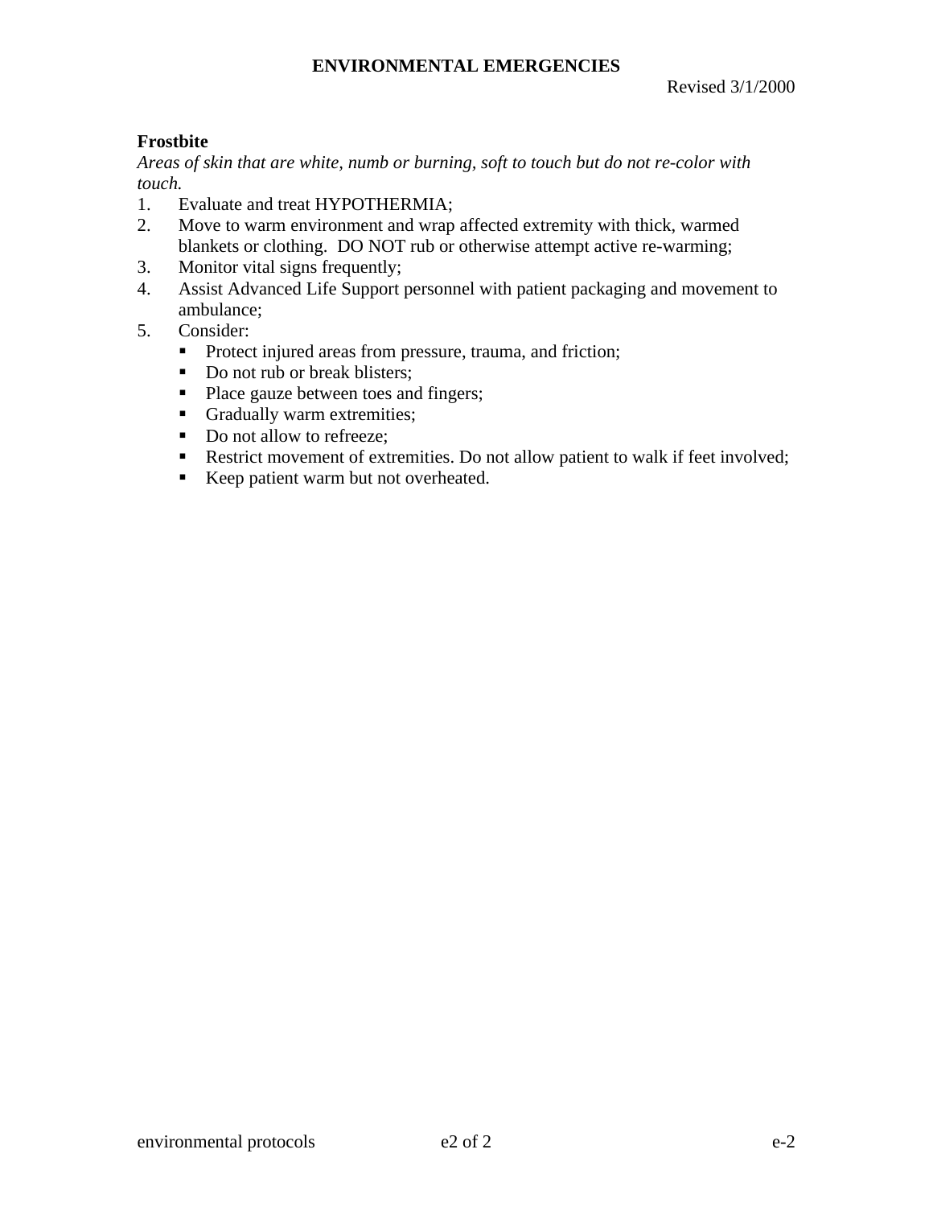## Frostbite

*Areas of skin that are white, numb or burning, soft to touch but do not re-color with touch.*

1. Evaluate and treat HYPOTHERMIA;
2. Move to warm environment and wrap affected extremity with thick, warmed blankets or clothing. DO NOT rub or otherwise attempt active re-warming;
3. Monitor vital signs frequently;
4. Assist Advanced Life Support personnel with patient packaging and movement to ambulance;
5. Consider:
   - Protect injured areas from pressure, trauma, and friction;
   - Do not rub or break blisters;
   - Place gauze between toes and fingers;
   - Gradually warm extremities;
   - Do not allow to refreeze;
   - Restrict movement of extremities. Do not allow patient to walk if feet involved;
   - Keep patient warm but not overheated.